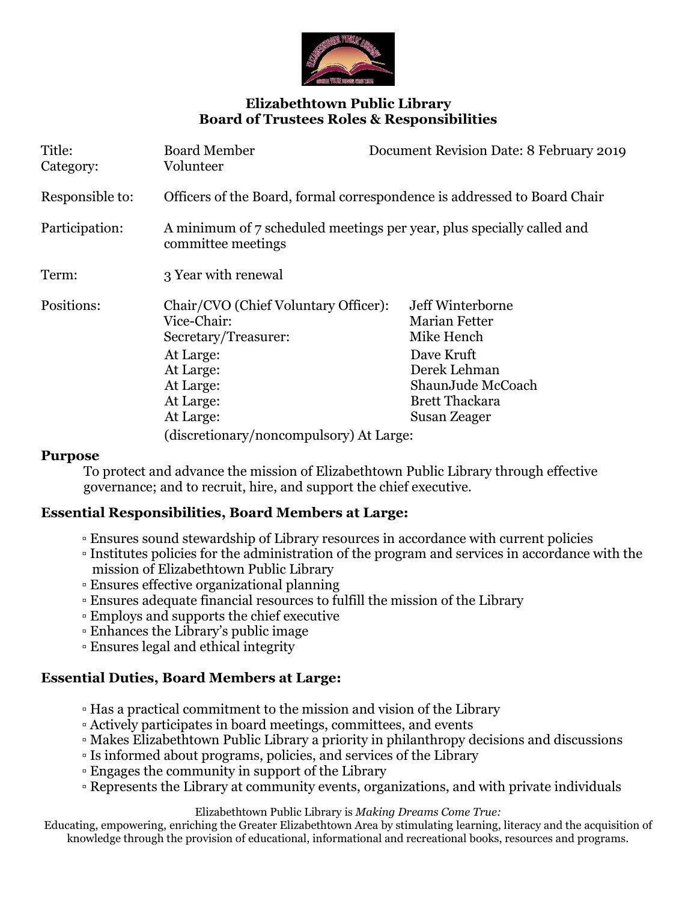# Elizabethtown Public Library
## Board of Trustees Roles & Responsibilities

| | | |
|---|---|---|
| Title: | Board Member | Document Revision Date: 8 February 2019 |
| Category: | Volunteer | |
| Responsible to: | Officers of the Board, formal correspondence is addressed to Board Chair | |
| Participation: | A minimum of 7 scheduled meetings per year, plus specially called and committee meetings | |
| Term: | 3 Year with renewal | |

| Positions: | | |
|---|---|---|
| | Chair/CVO (Chief Voluntary Officer): | Jeff Winterborne |
| | Vice-Chair: | Marian Fetter |
| | Secretary/Treasurer: | Mike Hench |
| | At Large: | Dave Kruft |
| | At Large: | Derek Lehman |
| | At Large: | ShaunJude McCoach |
| | At Large: | Brett Thackara |
| | At Large: | Susan Zeager |
| | (discretionary/noncompulsory) At Large: | |

### Purpose

To protect and advance the mission of Elizabethtown Public Library through effective governance; and to recruit, hire, and support the chief executive.

### Essential Responsibilities, Board Members at Large:

- Ensures sound stewardship of Library resources in accordance with current policies
- Institutes policies for the administration of the program and services in accordance with the mission of Elizabethtown Public Library
- Ensures effective organizational planning
- Ensures adequate financial resources to fulfill the mission of the Library
- Employs and supports the chief executive
- Enhances the Library's public image
- Ensures legal and ethical integrity

### Essential Duties, Board Members at Large:

- Has a practical commitment to the mission and vision of the Library
- Actively participates in board meetings, committees, and events
- Makes Elizabethtown Public Library a priority in philanthropy decisions and discussions
- Is informed about programs, policies, and services of the Library
- Engages the community in support of the Library
- Represents the Library at community events, organizations, and with private individuals

Elizabethtown Public Library is *Making Dreams Come True:*
Educating, empowering, enriching the Greater Elizabethtown Area by stimulating learning, literacy and the acquisition of knowledge through the provision of educational, informational and recreational books, resources and programs.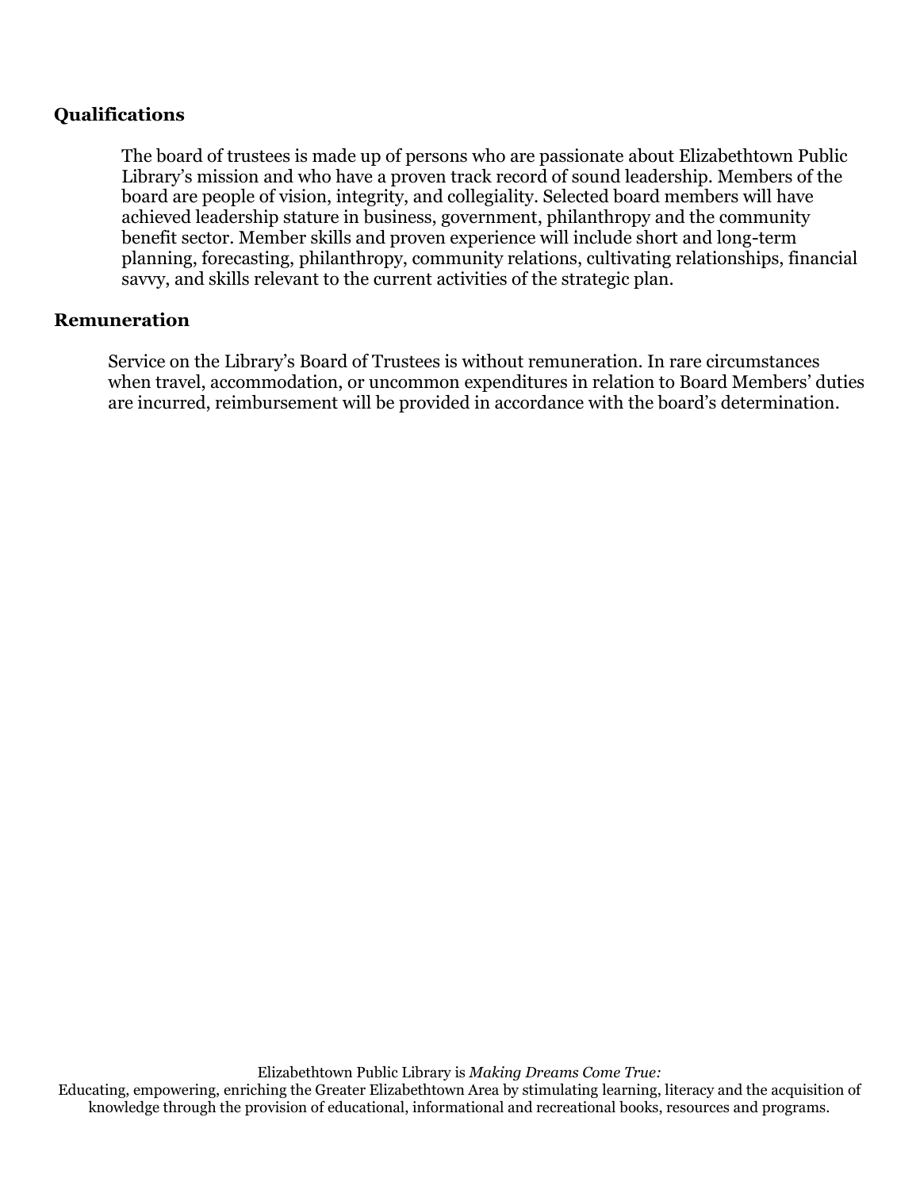### Qualifications

The board of trustees is made up of persons who are passionate about Elizabethtown Public Library's mission and who have a proven track record of sound leadership. Members of the board are people of vision, integrity, and collegiality. Selected board members will have achieved leadership stature in business, government, philanthropy and the community benefit sector. Member skills and proven experience will include short and long-term planning, forecasting, philanthropy, community relations, cultivating relationships, financial savvy, and skills relevant to the current activities of the strategic plan.

### Remuneration

Service on the Library's Board of Trustees is without remuneration. In rare circumstances when travel, accommodation, or uncommon expenditures in relation to Board Members' duties are incurred, reimbursement will be provided in accordance with the board's determination.